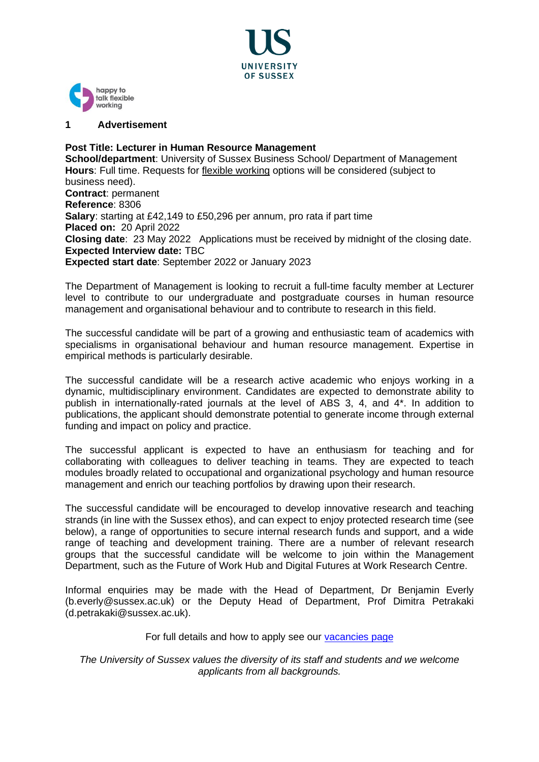happy to talk flexible working

## 1 Advertisement

**Post Title: Lecturer in Human Resource Management**
**School/department**: University of Sussex Business School/ Department of Management
**Hours**: Full time. Requests for flexible working options will be considered (subject to business need).
**Contract**: permanent
**Reference**: 8306
**Salary**: starting at £42,149 to £50,296 per annum, pro rata if part time
**Placed on:** 20 April 2022
**Closing date**: 23 May 2022 Applications must be received by midnight of the closing date.
**Expected Interview date:** TBC
**Expected start date**: September 2022 or January 2023

The Department of Management is looking to recruit a full-time faculty member at Lecturer level to contribute to our undergraduate and postgraduate courses in human resource management and organisational behaviour and to contribute to research in this field.

The successful candidate will be part of a growing and enthusiastic team of academics with specialisms in organisational behaviour and human resource management. Expertise in empirical methods is particularly desirable.

The successful candidate will be a research active academic who enjoys working in a dynamic, multidisciplinary environment. Candidates are expected to demonstrate ability to publish in internationally-rated journals at the level of ABS 3, 4, and 4*. In addition to publications, the applicant should demonstrate potential to generate income through external funding and impact on policy and practice.

The successful applicant is expected to have an enthusiasm for teaching and for collaborating with colleagues to deliver teaching in teams. They are expected to teach modules broadly related to occupational and organizational psychology and human resource management and enrich our teaching portfolios by drawing upon their research.

The successful candidate will be encouraged to develop innovative research and teaching strands (in line with the Sussex ethos), and can expect to enjoy protected research time (see below), a range of opportunities to secure internal research funds and support, and a wide range of teaching and development training. There are a number of relevant research groups that the successful candidate will be welcome to join within the Management Department, such as the Future of Work Hub and Digital Futures at Work Research Centre.

Informal enquiries may be made with the Head of Department, Dr Benjamin Everly (b.everly@sussex.ac.uk) or the Deputy Head of Department, Prof Dimitra Petrakaki (d.petrakaki@sussex.ac.uk).

For full details and how to apply see our vacancies page

*The University of Sussex values the diversity of its staff and students and we welcome applicants from all backgrounds.*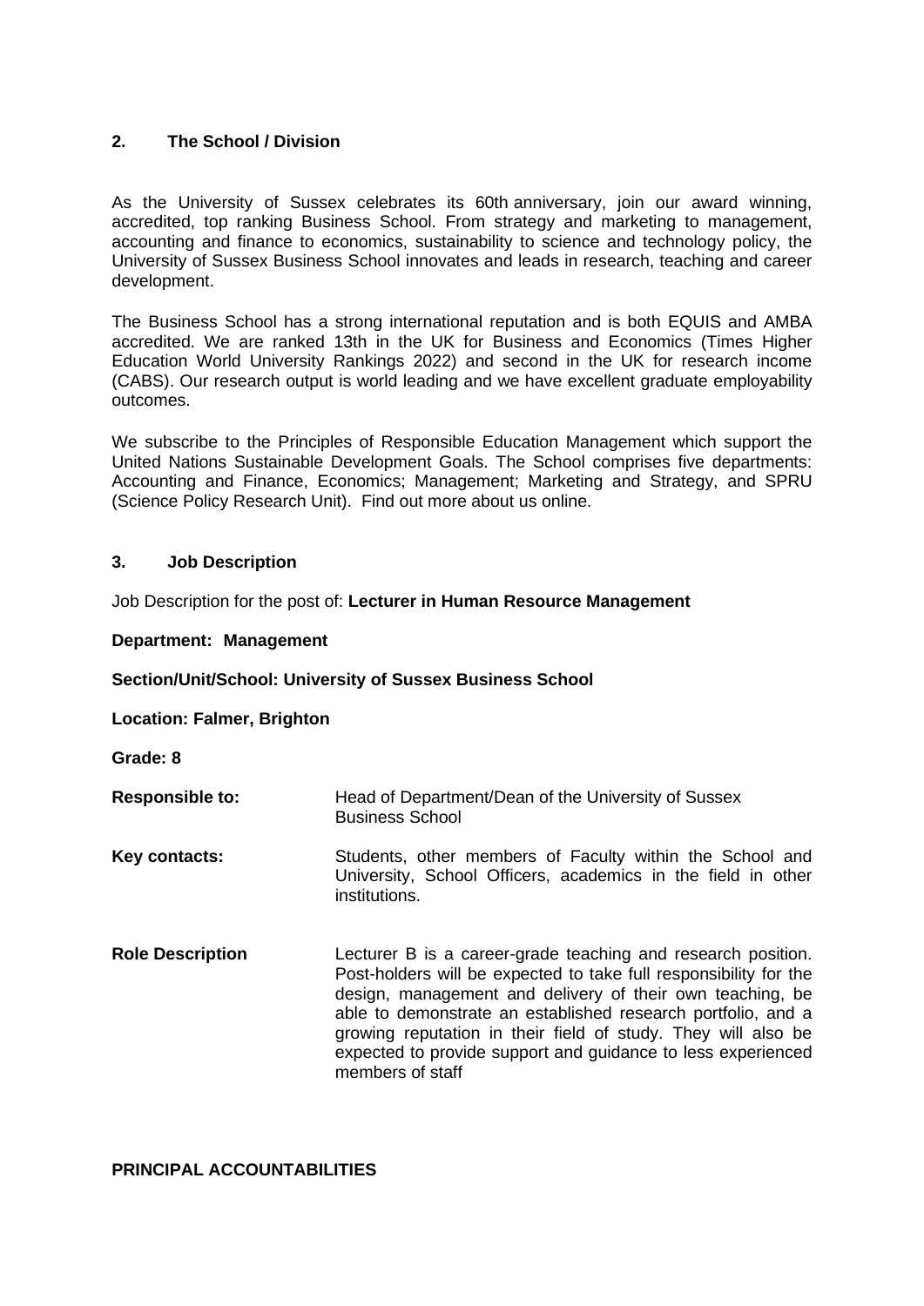## 2. The School / Division

As the University of Sussex celebrates its 60th anniversary, join our award winning, accredited, top ranking Business School. From strategy and marketing to management, accounting and finance to economics, sustainability to science and technology policy, the University of Sussex Business School innovates and leads in research, teaching and career development.

The Business School has a strong international reputation and is both EQUIS and AMBA accredited. We are ranked 13th in the UK for Business and Economics (Times Higher Education World University Rankings 2022) and second in the UK for research income (CABS). Our research output is world leading and we have excellent graduate employability outcomes.

We subscribe to the Principles of Responsible Education Management which support the United Nations Sustainable Development Goals. The School comprises five departments: Accounting and Finance, Economics; Management; Marketing and Strategy, and SPRU (Science Policy Research Unit). Find out more about us online.

## 3. Job Description

Job Description for the post of: **Lecturer in Human Resource Management**

**Department: Management**

**Section/Unit/School: University of Sussex Business School**

**Location: Falmer, Brighton**

**Grade: 8**

**Responsible to:** Head of Department/Dean of the University of Sussex Business School

**Key contacts:** Students, other members of Faculty within the School and University, School Officers, academics in the field in other institutions.

**Role Description** Lecturer B is a career-grade teaching and research position. Post-holders will be expected to take full responsibility for the design, management and delivery of their own teaching, be able to demonstrate an established research portfolio, and a growing reputation in their field of study. They will also be expected to provide support and guidance to less experienced members of staff

**PRINCIPAL ACCOUNTABILITIES**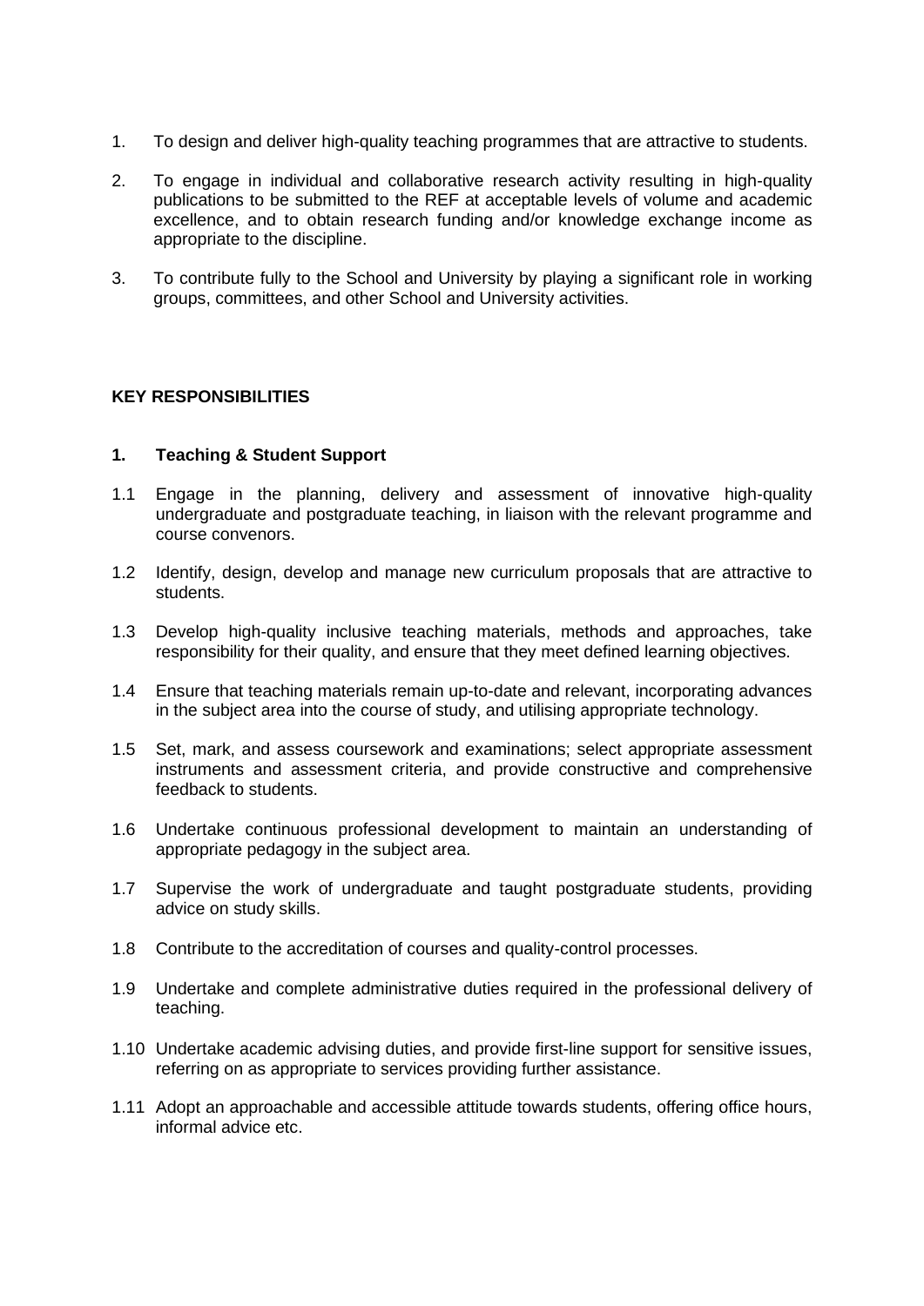1. To design and deliver high-quality teaching programmes that are attractive to students.

2. To engage in individual and collaborative research activity resulting in high-quality publications to be submitted to the REF at acceptable levels of volume and academic excellence, and to obtain research funding and/or knowledge exchange income as appropriate to the discipline.

3. To contribute fully to the School and University by playing a significant role in working groups, committees, and other School and University activities.

## KEY RESPONSIBILITIES

### 1. Teaching & Student Support

1.1 Engage in the planning, delivery and assessment of innovative high-quality undergraduate and postgraduate teaching, in liaison with the relevant programme and course convenors.

1.2 Identify, design, develop and manage new curriculum proposals that are attractive to students.

1.3 Develop high-quality inclusive teaching materials, methods and approaches, take responsibility for their quality, and ensure that they meet defined learning objectives.

1.4 Ensure that teaching materials remain up-to-date and relevant, incorporating advances in the subject area into the course of study, and utilising appropriate technology.

1.5 Set, mark, and assess coursework and examinations; select appropriate assessment instruments and assessment criteria, and provide constructive and comprehensive feedback to students.

1.6 Undertake continuous professional development to maintain an understanding of appropriate pedagogy in the subject area.

1.7 Supervise the work of undergraduate and taught postgraduate students, providing advice on study skills.

1.8 Contribute to the accreditation of courses and quality-control processes.

1.9 Undertake and complete administrative duties required in the professional delivery of teaching.

1.10 Undertake academic advising duties, and provide first-line support for sensitive issues, referring on as appropriate to services providing further assistance.

1.11 Adopt an approachable and accessible attitude towards students, offering office hours, informal advice etc.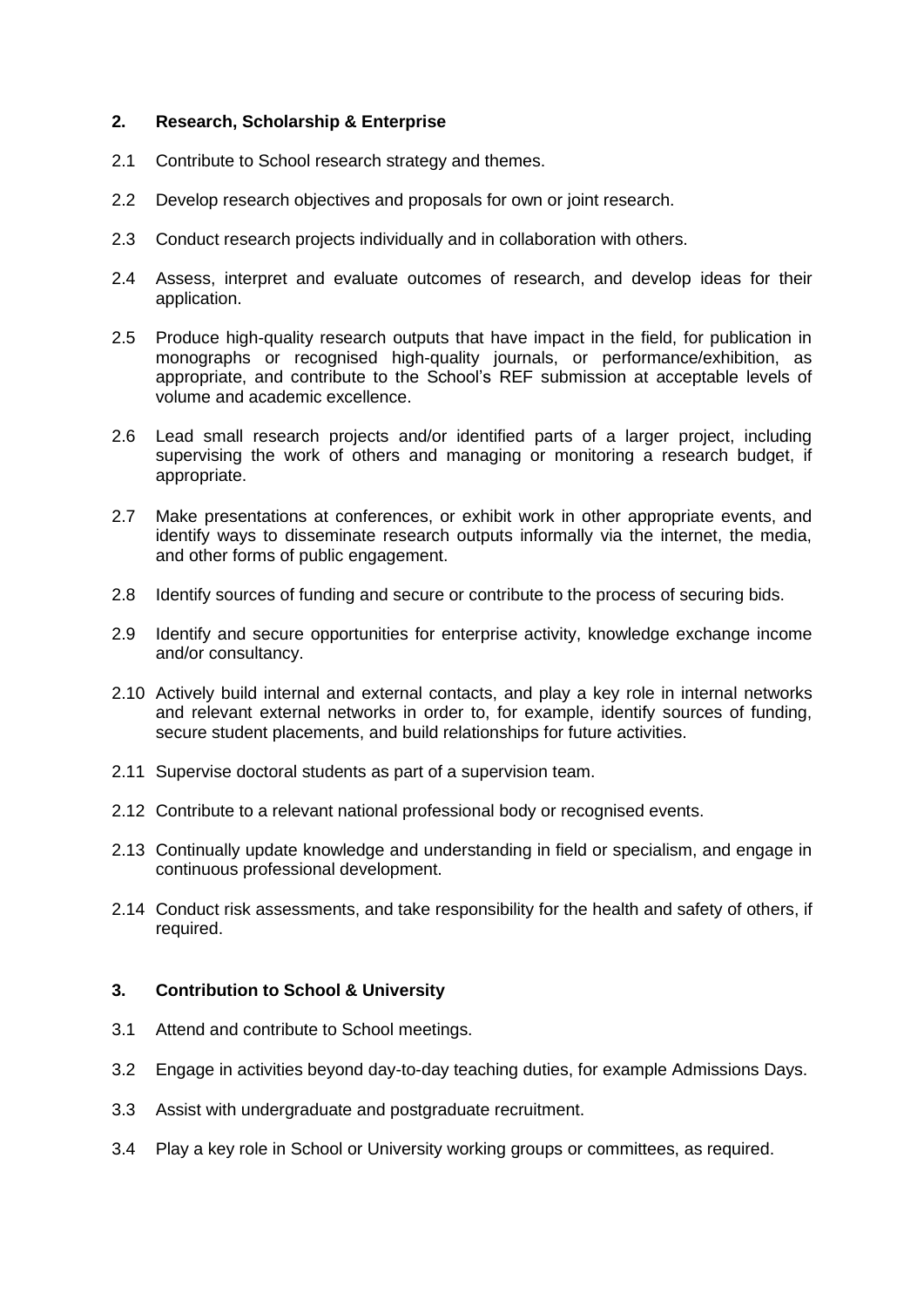## 2. Research, Scholarship & Enterprise

2.1 Contribute to School research strategy and themes.

2.2 Develop research objectives and proposals for own or joint research.

2.3 Conduct research projects individually and in collaboration with others.

2.4 Assess, interpret and evaluate outcomes of research, and develop ideas for their application.

2.5 Produce high-quality research outputs that have impact in the field, for publication in monographs or recognised high-quality journals, or performance/exhibition, as appropriate, and contribute to the School's REF submission at acceptable levels of volume and academic excellence.

2.6 Lead small research projects and/or identified parts of a larger project, including supervising the work of others and managing or monitoring a research budget, if appropriate.

2.7 Make presentations at conferences, or exhibit work in other appropriate events, and identify ways to disseminate research outputs informally via the internet, the media, and other forms of public engagement.

2.8 Identify sources of funding and secure or contribute to the process of securing bids.

2.9 Identify and secure opportunities for enterprise activity, knowledge exchange income and/or consultancy.

2.10 Actively build internal and external contacts, and play a key role in internal networks and relevant external networks in order to, for example, identify sources of funding, secure student placements, and build relationships for future activities.

2.11 Supervise doctoral students as part of a supervision team.

2.12 Contribute to a relevant national professional body or recognised events.

2.13 Continually update knowledge and understanding in field or specialism, and engage in continuous professional development.

2.14 Conduct risk assessments, and take responsibility for the health and safety of others, if required.

## 3. Contribution to School & University

3.1 Attend and contribute to School meetings.

3.2 Engage in activities beyond day-to-day teaching duties, for example Admissions Days.

3.3 Assist with undergraduate and postgraduate recruitment.

3.4 Play a key role in School or University working groups or committees, as required.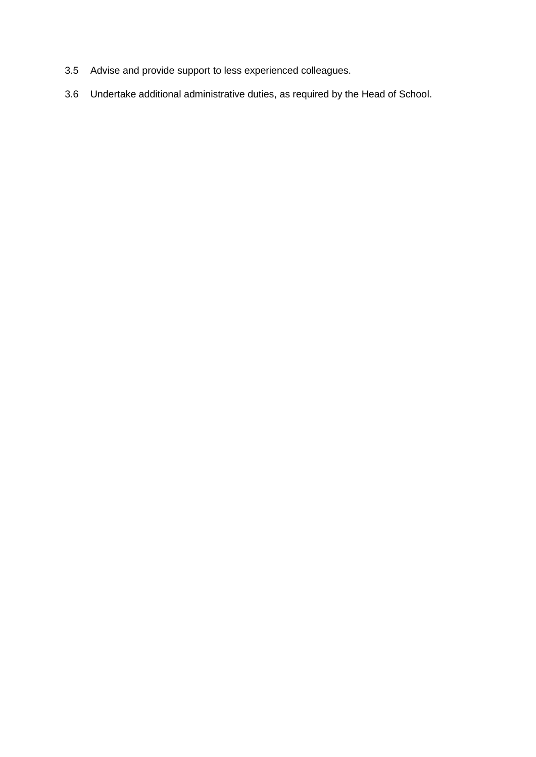3.5 Advise and provide support to less experienced colleagues.

3.6 Undertake additional administrative duties, as required by the Head of School.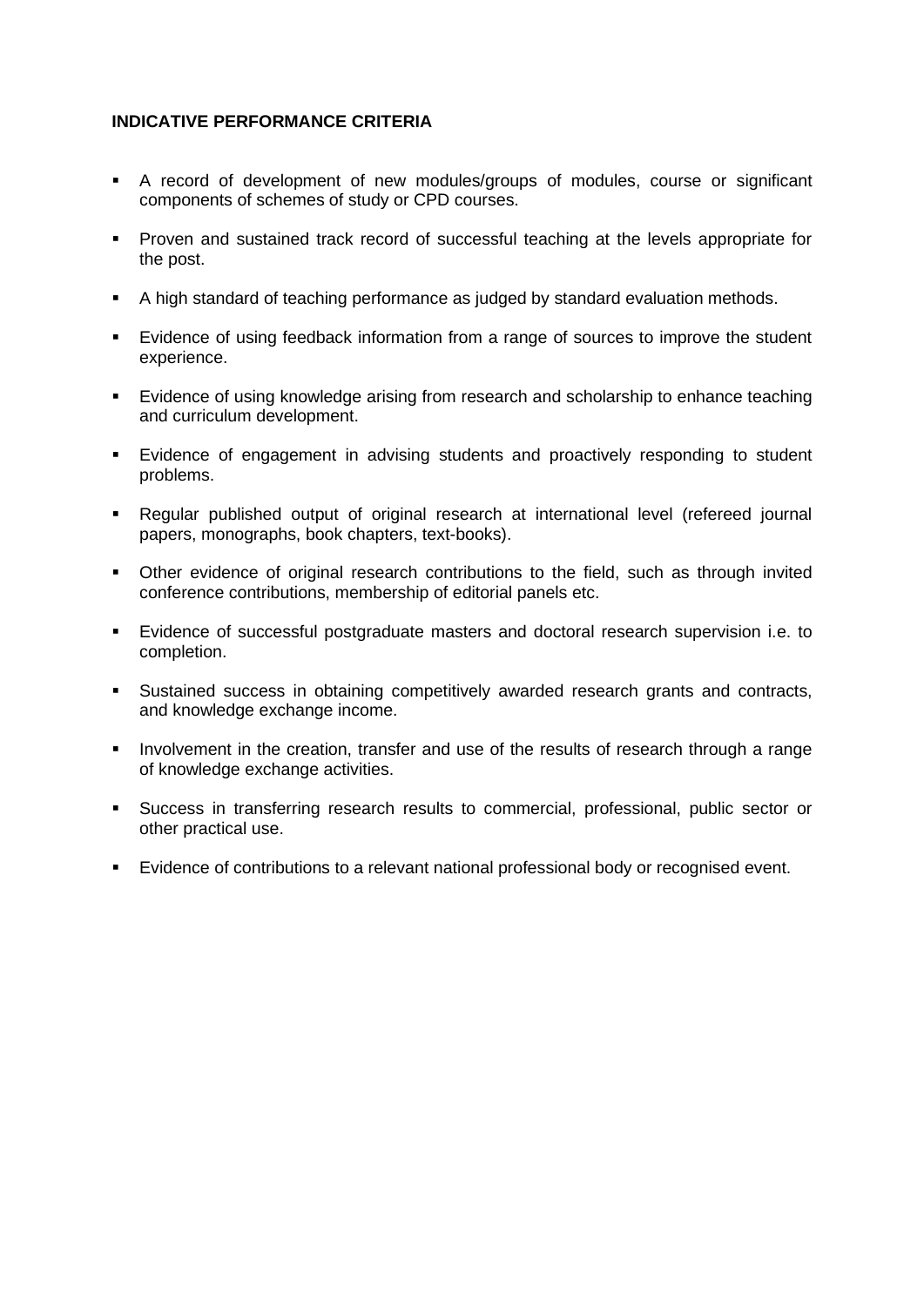**INDICATIVE PERFORMANCE CRITERIA**

- A record of development of new modules/groups of modules, course or significant components of schemes of study or CPD courses.
- Proven and sustained track record of successful teaching at the levels appropriate for the post.
- A high standard of teaching performance as judged by standard evaluation methods.
- Evidence of using feedback information from a range of sources to improve the student experience.
- Evidence of using knowledge arising from research and scholarship to enhance teaching and curriculum development.
- Evidence of engagement in advising students and proactively responding to student problems.
- Regular published output of original research at international level (refereed journal papers, monographs, book chapters, text-books).
- Other evidence of original research contributions to the field, such as through invited conference contributions, membership of editorial panels etc.
- Evidence of successful postgraduate masters and doctoral research supervision i.e. to completion.
- Sustained success in obtaining competitively awarded research grants and contracts, and knowledge exchange income.
- Involvement in the creation, transfer and use of the results of research through a range of knowledge exchange activities.
- Success in transferring research results to commercial, professional, public sector or other practical use.
- Evidence of contributions to a relevant national professional body or recognised event.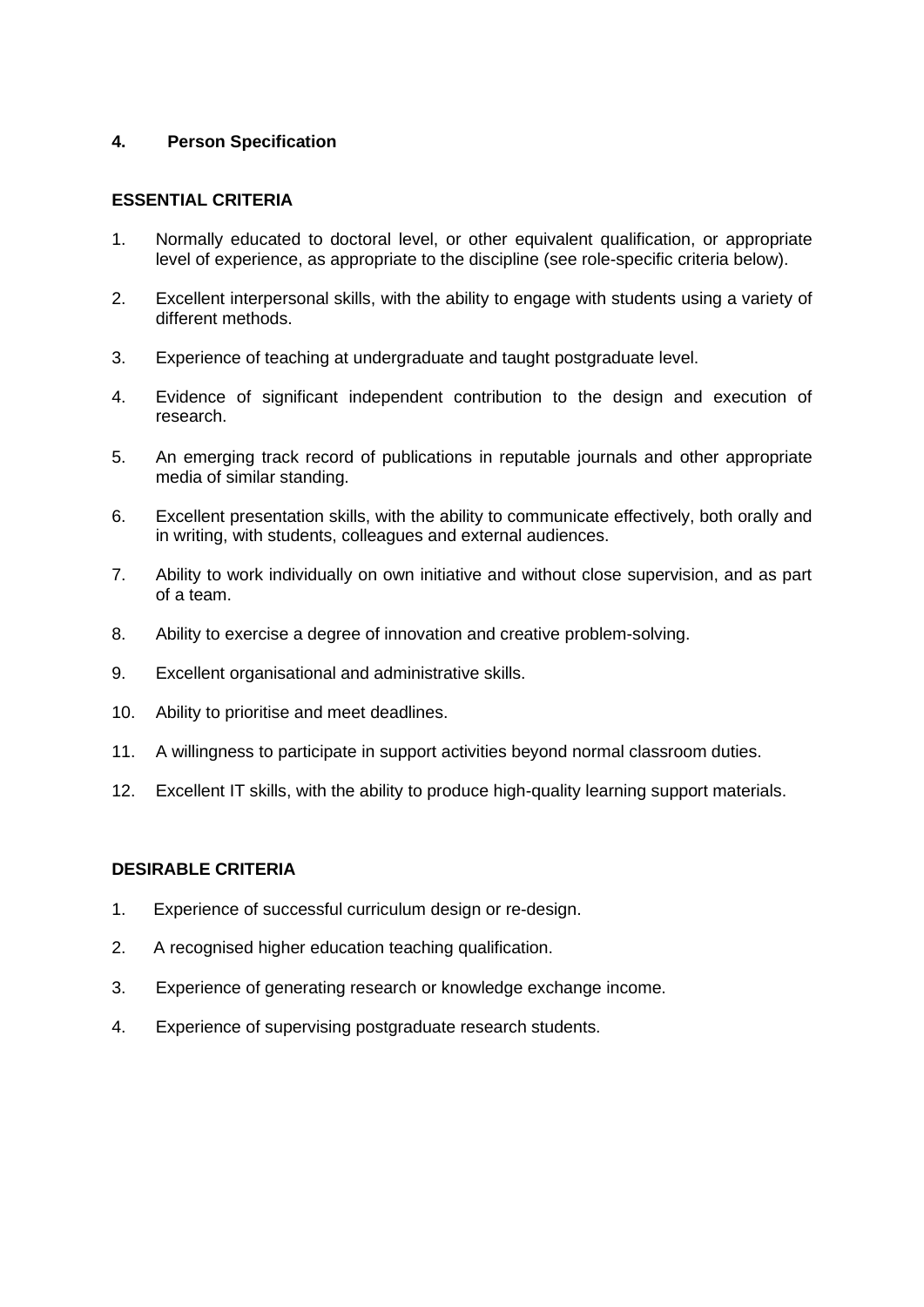## 4. Person Specification

### ESSENTIAL CRITERIA

1. Normally educated to doctoral level, or other equivalent qualification, or appropriate level of experience, as appropriate to the discipline (see role-specific criteria below).
2. Excellent interpersonal skills, with the ability to engage with students using a variety of different methods.
3. Experience of teaching at undergraduate and taught postgraduate level.
4. Evidence of significant independent contribution to the design and execution of research.
5. An emerging track record of publications in reputable journals and other appropriate media of similar standing.
6. Excellent presentation skills, with the ability to communicate effectively, both orally and in writing, with students, colleagues and external audiences.
7. Ability to work individually on own initiative and without close supervision, and as part of a team.
8. Ability to exercise a degree of innovation and creative problem-solving.
9. Excellent organisational and administrative skills.
10. Ability to prioritise and meet deadlines.
11. A willingness to participate in support activities beyond normal classroom duties.
12. Excellent IT skills, with the ability to produce high-quality learning support materials.

### DESIRABLE CRITERIA

1. Experience of successful curriculum design or re-design.
2. A recognised higher education teaching qualification.
3. Experience of generating research or knowledge exchange income.
4. Experience of supervising postgraduate research students.